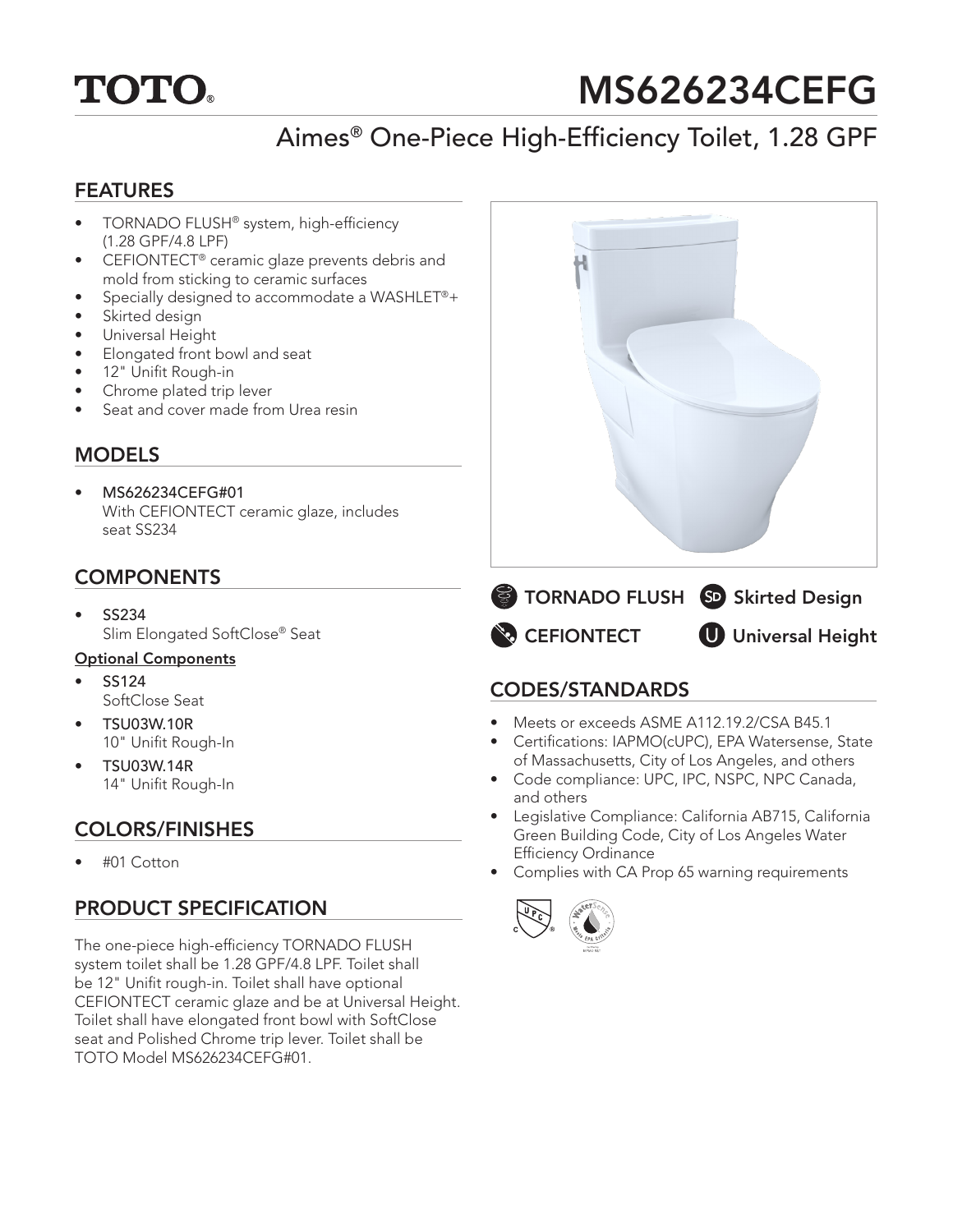# TOTO®

# MS626234CEFG

## Aimes® One-Piece High-Efficiency Toilet, 1.28 GPF

## FEATURES

- TORNADO FLUSH® system, high-efficiency (1.28 GPF/4.8 LPF)
- CEFIONTECT® ceramic glaze prevents debris and mold from sticking to ceramic surfaces
- Specially designed to accommodate a WASHLET®+
- Skirted design
- Universal Height
- Elongated front bowl and seat
- 12" Unifit Rough-in
- Chrome plated trip lever
- Seat and cover made from Urea resin

## MODELS

- MS626234CEFG#01
  With CEFIONTECT ceramic glaze, includes seat SS234

## COMPONENTS

- SS234
  Slim Elongated SoftClose® Seat

**Optional Components**

- SS124
  SoftClose Seat
- TSU03W.10R
  10" Unifit Rough-In
- TSU03W.14R
  14" Unifit Rough-In

## COLORS/FINISHES

- #01 Cotton

## PRODUCT SPECIFICATION

The one-piece high-efficiency TORNADO FLUSH system toilet shall be 1.28 GPF/4.8 LPF. Toilet shall be 12" Unifit rough-in. Toilet shall have optional CEFIONTECT ceramic glaze and be at Universal Height. Toilet shall have elongated front bowl with SoftClose seat and Polished Chrome trip lever. Toilet shall be TOTO Model MS626234CEFG#01.

TORNADO FLUSH | Skirted Design | CEFIONTECT | Universal Height

## CODES/STANDARDS

- Meets or exceeds ASME A112.19.2/CSA B45.1
- Certifications: IAPMO(cUPC), EPA Watersense, State of Massachusetts, City of Los Angeles, and others
- Code compliance: UPC, IPC, NSPC, NPC Canada, and others
- Legislative Compliance: California AB715, California Green Building Code, City of Los Angeles Water Efficiency Ordinance
- Complies with CA Prop 65 warning requirements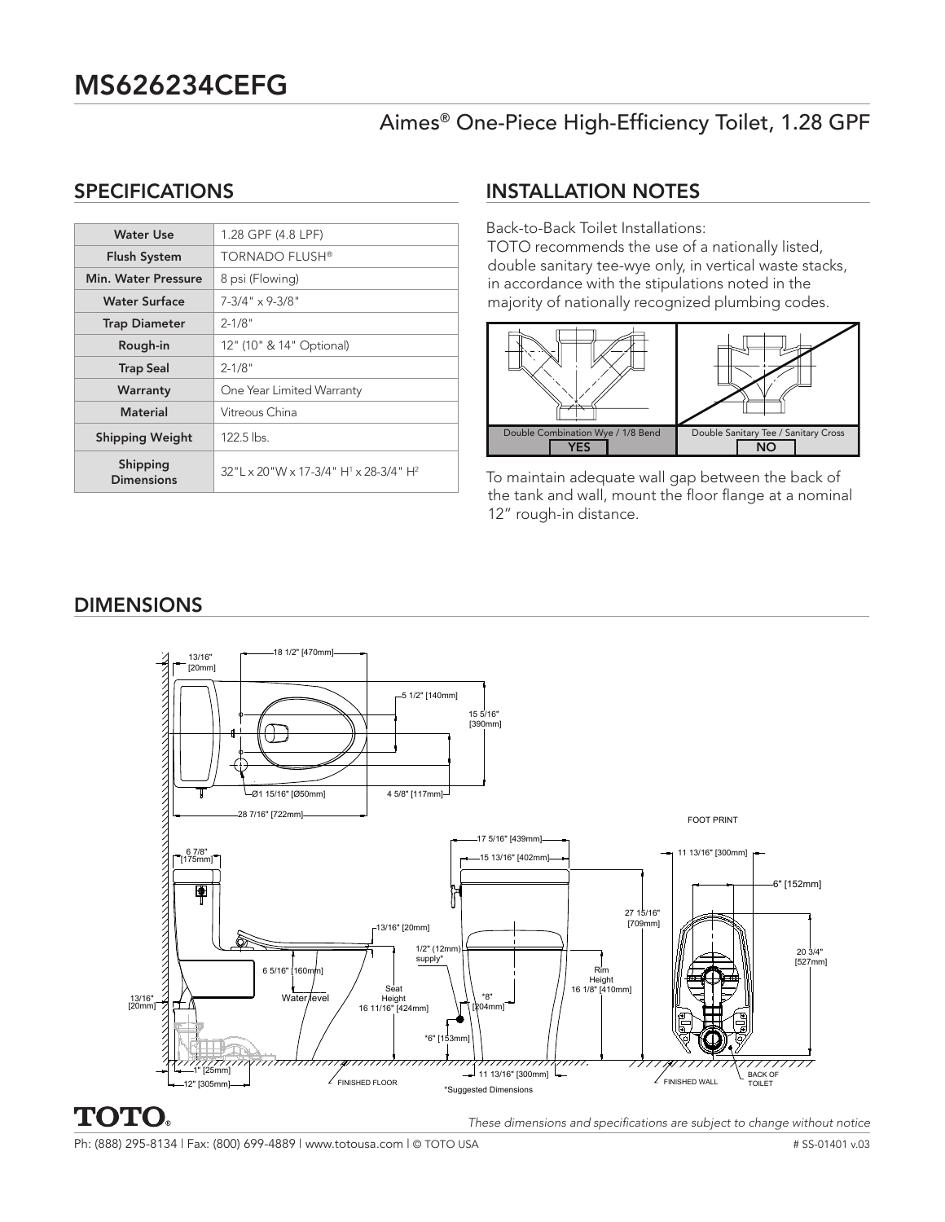# MS626234CEFG

## Aimes® One-Piece High-Efficiency Toilet, 1.28 GPF

## SPECIFICATIONS

| | |
|---|---|
| Water Use | 1.28 GPF (4.8 LPF) |
| Flush System | TORNADO FLUSH® |
| Min. Water Pressure | 8 psi (Flowing) |
| Water Surface | 7-3/4" x 9-3/8" |
| Trap Diameter | 2-1/8" |
| Rough-in | 12" (10" & 14" Optional) |
| Trap Seal | 2-1/8" |
| Warranty | One Year Limited Warranty |
| Material | Vitreous China |
| Shipping Weight | 122.5 lbs. |
| Shipping Dimensions | 32"L x 20"W x 17-3/4" H[1] x 28-3/4" H[2] |

## INSTALLATION NOTES

Back-to-Back Toilet Installations:
TOTO recommends the use of a nationally listed, double sanitary tee-wye only, in vertical waste stacks, in accordance with the stipulations noted in the majority of nationally recognized plumbing codes.

Double Combination Wye / 1/8 Bend
YES

Double Sanitary Tee / Sanitary Cross
NO

To maintain adequate wall gap between the back of the tank and wall, mount the floor flange at a nominal 12" rough-in distance.

## DIMENSIONS

13/16" [20mm]
18 1/2" [470mm]
5 1/2" [140mm]
15 5/16" [390mm]
Ø1 15/16" [Ø50mm]
4 5/8" [117mm]
28 7/16" [722mm]
FOOT PRINT
6 7/8" [175mm]
17 5/16" [439mm]
15 13/16" [402mm]
11 13/16" [300mm]
6" [152mm]
13/16" [20mm]
27 15/16" [709mm]
1/2" (12mm) supply*
20 3/4" [527mm]
6 5/16" [160mm]
Rim Height 16 1/8" [410mm]
Water level
Seat Height 16 11/16" [424mm]
*8" [204mm]
13/16" [20mm]
*6" [153mm]
1" [25mm]
12" [305mm]
FINISHED FLOOR
11 13/16" [300mm]
*Suggested Dimensions
FINISHED WALL
BACK OF TOILET

*These dimensions and specifications are subject to change without notice*

Ph: (888) 295-8134 | Fax: (800) 699-4889 | www.totousa.com | © TOTO USA

# SS-01401 v.03